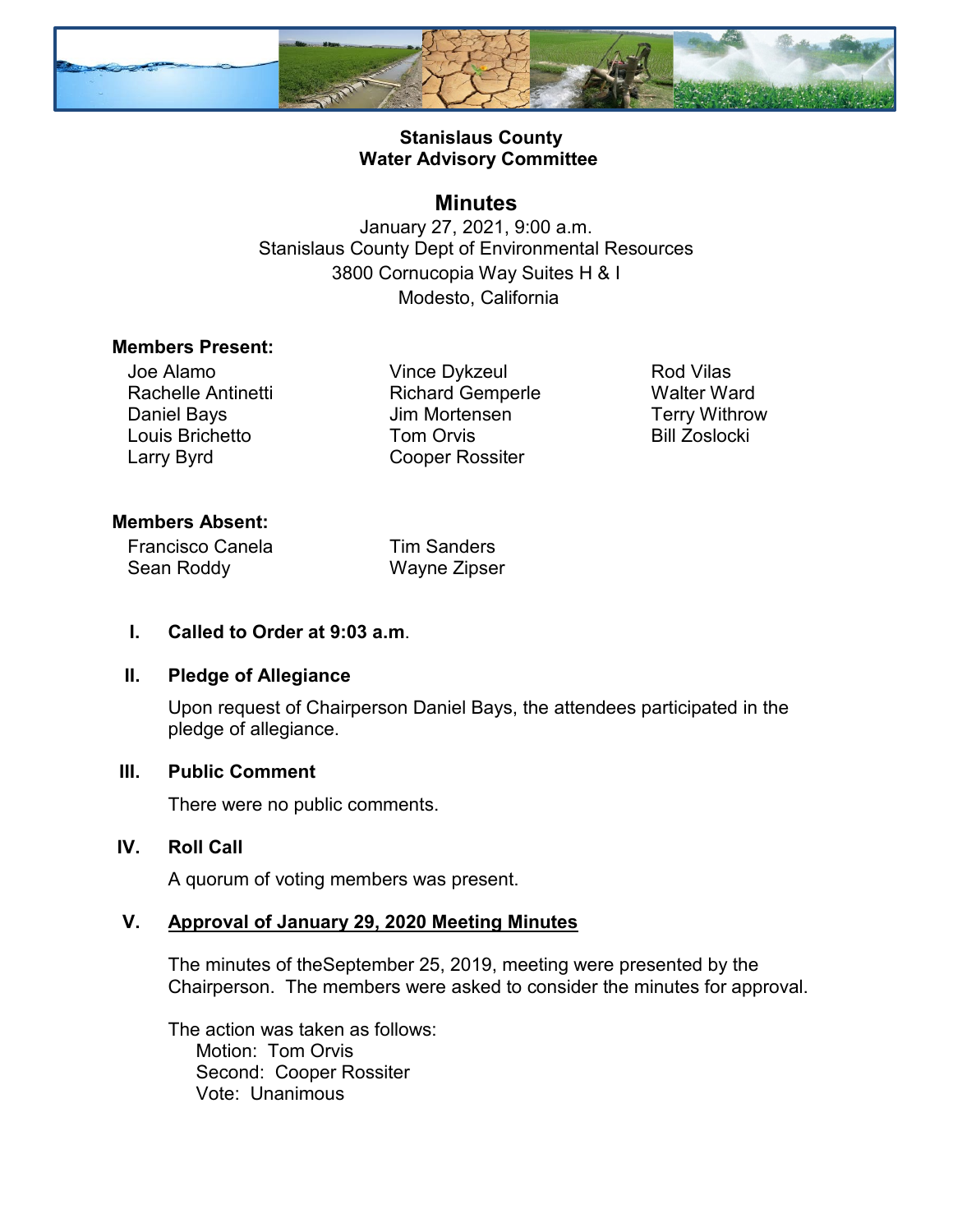# Stanislaus County
# Water Advisory Committee

## Minutes

January 27, 2021, 9:00 a.m.
Stanislaus County Dept of Environmental Resources
3800 Cornucopia Way Suites H & I
Modesto, California

**Members Present:**

Joe Alamo
Rachelle Antinetti
Daniel Bays
Louis Brichetto
Larry Byrd
Vince Dykzeul
Richard Gemperle
Jim Mortensen
Tom Orvis
Cooper Rossiter
Rod Vilas
Walter Ward
Terry Withrow
Bill Zoslocki

**Members Absent:**

Francisco Canela
Sean Roddy
Tim Sanders
Wayne Zipser

**I. Called to Order at 9:03 a.m**.

**II. Pledge of Allegiance**

Upon request of Chairperson Daniel Bays, the attendees participated in the pledge of allegiance.

**III. Public Comment**

There were no public comments.

**IV. Roll Call**

A quorum of voting members was present.

**V. <u>Approval of January 29, 2020 Meeting Minutes</u>**

The minutes of theSeptember 25, 2019, meeting were presented by the Chairperson. The members were asked to consider the minutes for approval.

The action was taken as follows:
Motion: Tom Orvis
Second: Cooper Rossiter
Vote: Unanimous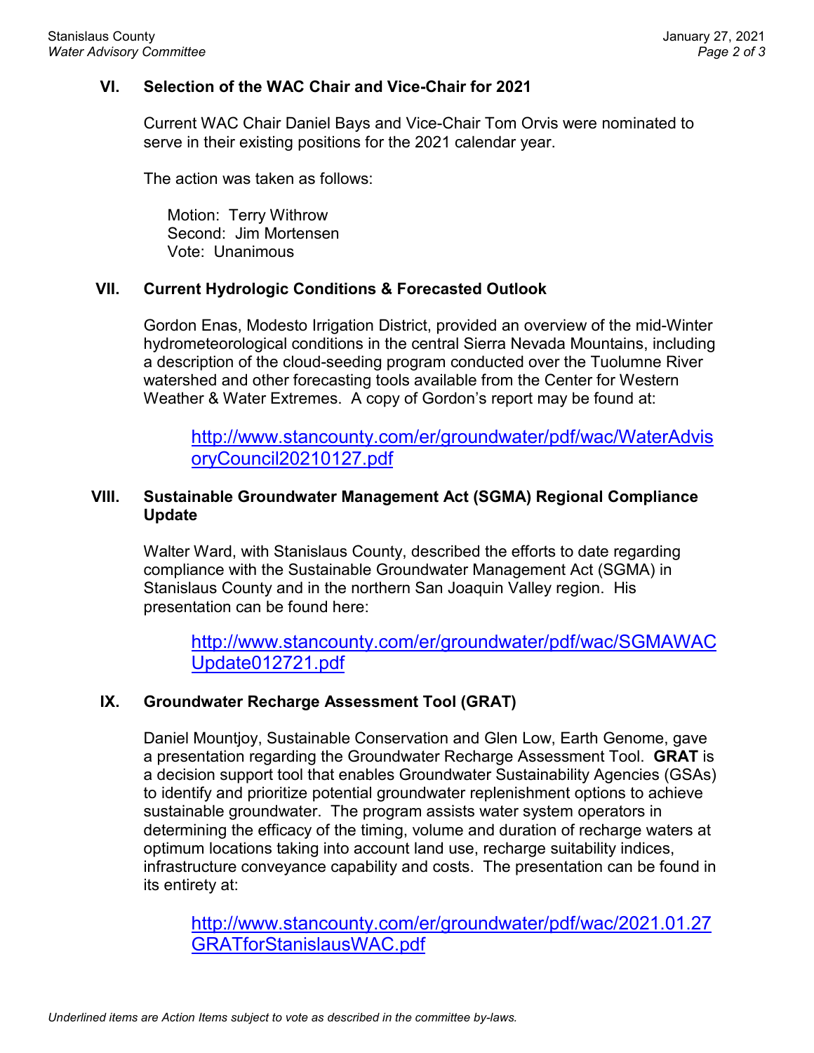## VI. Selection of the WAC Chair and Vice-Chair for 2021

Current WAC Chair Daniel Bays and Vice-Chair Tom Orvis were nominated to serve in their existing positions for the 2021 calendar year.

The action was taken as follows:

Motion: Terry Withrow
Second: Jim Mortensen
Vote: Unanimous

## VII. Current Hydrologic Conditions & Forecasted Outlook

Gordon Enas, Modesto Irrigation District, provided an overview of the mid-Winter hydrometeorological conditions in the central Sierra Nevada Mountains, including a description of the cloud-seeding program conducted over the Tuolumne River watershed and other forecasting tools available from the Center for Western Weather & Water Extremes. A copy of Gordon's report may be found at:

http://www.stancounty.com/er/groundwater/pdf/wac/WaterAdvisoryCouncil20210127.pdf

## VIII. Sustainable Groundwater Management Act (SGMA) Regional Compliance Update

Walter Ward, with Stanislaus County, described the efforts to date regarding compliance with the Sustainable Groundwater Management Act (SGMA) in Stanislaus County and in the northern San Joaquin Valley region. His presentation can be found here:

http://www.stancounty.com/er/groundwater/pdf/wac/SGMAWACUpdate012721.pdf

## IX. Groundwater Recharge Assessment Tool (GRAT)

Daniel Mountjoy, Sustainable Conservation and Glen Low, Earth Genome, gave a presentation regarding the Groundwater Recharge Assessment Tool. **GRAT** is a decision support tool that enables Groundwater Sustainability Agencies (GSAs) to identify and prioritize potential groundwater replenishment options to achieve sustainable groundwater. The program assists water system operators in determining the efficacy of the timing, volume and duration of recharge waters at optimum locations taking into account land use, recharge suitability indices, infrastructure conveyance capability and costs. The presentation can be found in its entirety at:

http://www.stancounty.com/er/groundwater/pdf/wac/2021.01.27GRATforStanislausWAC.pdf

*Underlined items are Action Items subject to vote as described in the committee by-laws.*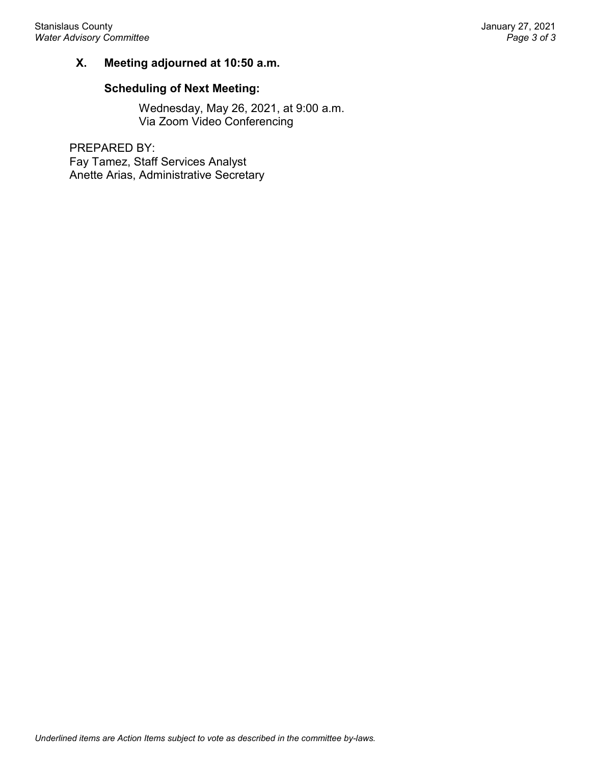**X. Meeting adjourned at 10:50 a.m.**

**Scheduling of Next Meeting:**

Wednesday, May 26, 2021, at 9:00 a.m.
Via Zoom Video Conferencing

PREPARED BY:
Fay Tamez, Staff Services Analyst
Anette Arias, Administrative Secretary

*Underlined items are Action Items subject to vote as described in the committee by-laws.*